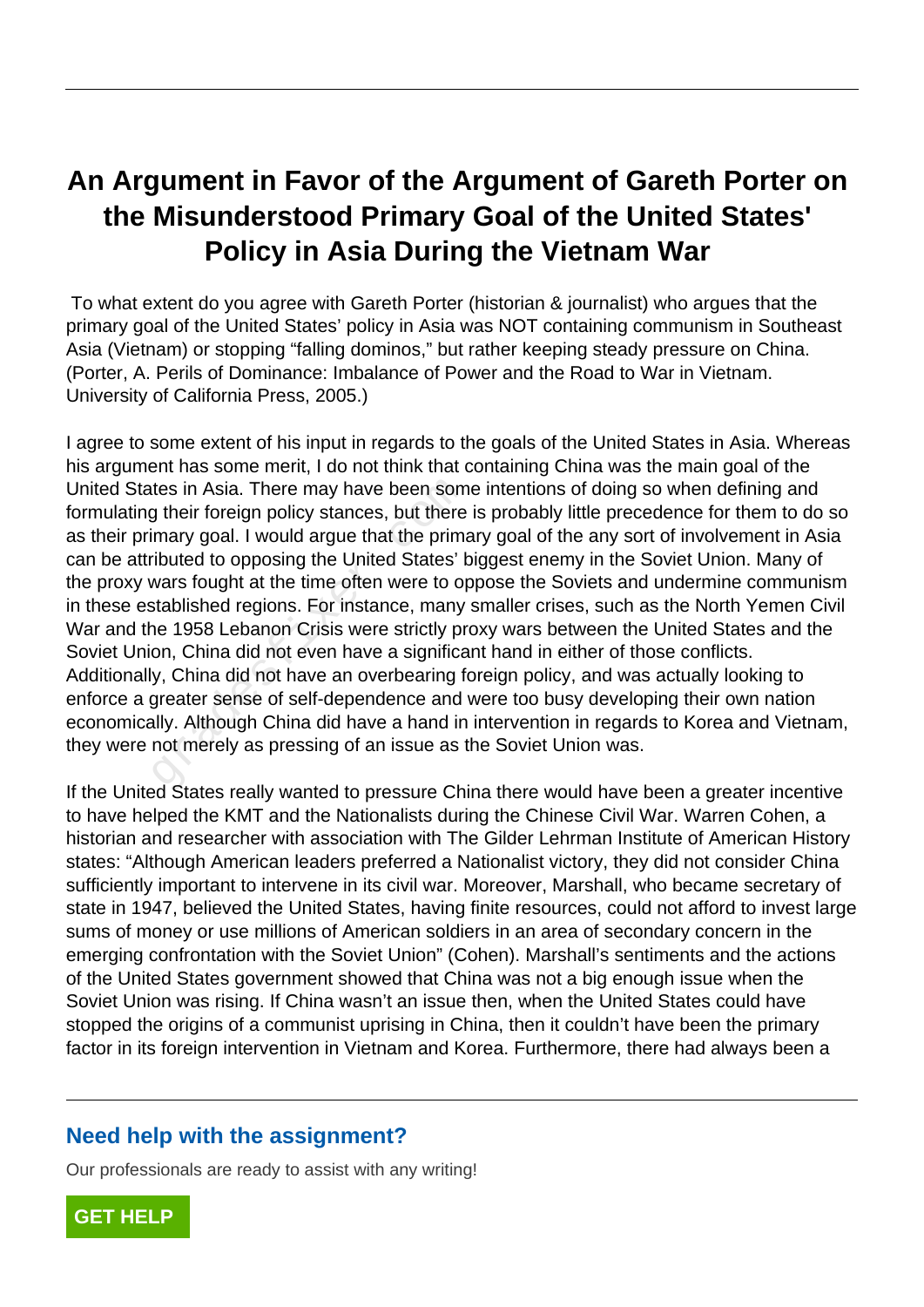# An Argument in Favor of the Argument of Gareth Porter on the Misunderstood Primary Goal of the United States' Policy in Asia During the Vietnam War

To what extent do you agree with Gareth Porter (historian & journalist) who argues that the primary goal of the United States' policy in Asia was NOT containing communism in Southeast Asia (Vietnam) or stopping "falling dominos," but rather keeping steady pressure on China. (Porter, A. Perils of Dominance: Imbalance of Power and the Road to War in Vietnam. University of California Press, 2005.)

I agree to some extent of his input in regards to the goals of the United States in Asia. Whereas his argument has some merit, I do not think that containing China was the main goal of the United States in Asia. There may have been some intentions of doing so when defining and formulating their foreign policy stances, but there is probably little precedence for them to do so as their primary goal. I would argue that the primary goal of the any sort of involvement in Asia can be attributed to opposing the United States' biggest enemy in the Soviet Union. Many of the proxy wars fought at the time often were to oppose the Soviets and undermine communism in these established regions. For instance, many smaller crises, such as the North Yemen Civil War and the 1958 Lebanon Crisis were strictly proxy wars between the United States and the Soviet Union, China did not even have a significant hand in either of those conflicts. Additionally, China did not have an overbearing foreign policy, and was actually looking to enforce a greater sense of self-dependence and were too busy developing their own nation economically. Although China did have a hand in intervention in regards to Korea and Vietnam, they were not merely as pressing of an issue as the Soviet Union was.

If the United States really wanted to pressure China there would have been a greater incentive to have helped the KMT and the Nationalists during the Chinese Civil War. Warren Cohen, a historian and researcher with association with The Gilder Lehrman Institute of American History states: "Although American leaders preferred a Nationalist victory, they did not consider China sufficiently important to intervene in its civil war. Moreover, Marshall, who became secretary of state in 1947, believed the United States, having finite resources, could not afford to invest large sums of money or use millions of American soldiers in an area of secondary concern in the emerging confrontation with the Soviet Union" (Cohen). Marshall's sentiments and the actions of the United States government showed that China was not a big enough issue when the Soviet Union was rising. If China wasn't an issue then, when the United States could have stopped the origins of a communist uprising in China, then it couldn't have been the primary factor in its foreign intervention in Vietnam and Korea. Furthermore, there had always been a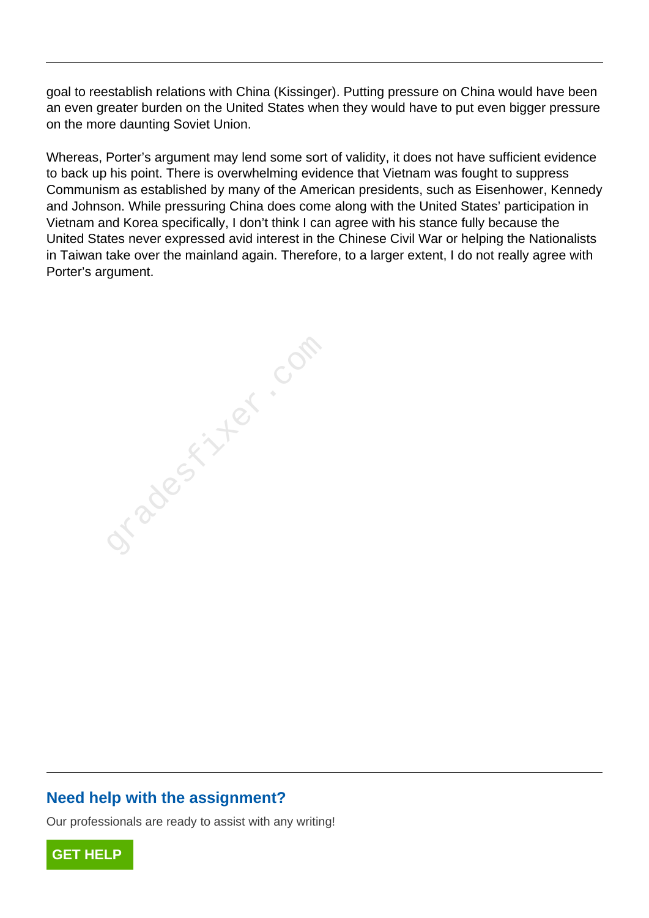goal to reestablish relations with China (Kissinger). Putting pressure on China would have been an even greater burden on the United States when they would have to put even bigger pressure on the more daunting Soviet Union.

Whereas, Porter's argument may lend some sort of validity, it does not have sufficient evidence to back up his point. There is overwhelming evidence that Vietnam was fought to suppress Communism as established by many of the American presidents, such as Eisenhower, Kennedy and Johnson. While pressuring China does come along with the United States' participation in Vietnam and Korea specifically, I don't think I can agree with his stance fully because the United States never expressed avid interest in the Chinese Civil War or helping the Nationalists in Taiwan take over the mainland again. Therefore, to a larger extent, I do not really agree with Porter's argument.